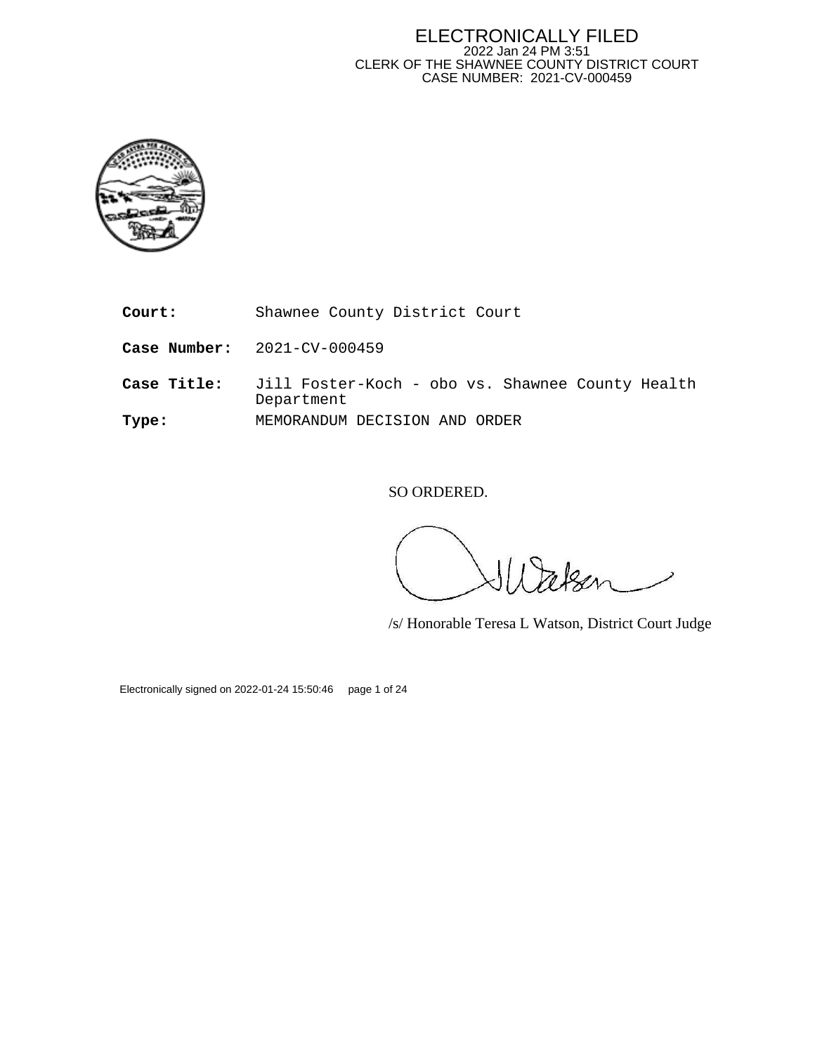ELECTRONICALLY FILED
2022 Jan 24 PM 3:51
CLERK OF THE SHAWNEE COUNTY DISTRICT COURT
CASE NUMBER: 2021-CV-000459

| | |
|---|---|
| **Court:** | Shawnee County District Court |
| **Case Number:** | 2021-CV-000459 |
| **Case Title:** | Jill Foster-Koch - obo vs. Shawnee County Health Department |
| **Type:** | MEMORANDUM DECISION AND ORDER |

SO ORDERED.

/s/ Honorable Teresa L Watson, District Court Judge

Electronically signed on 2022-01-24 15:50:46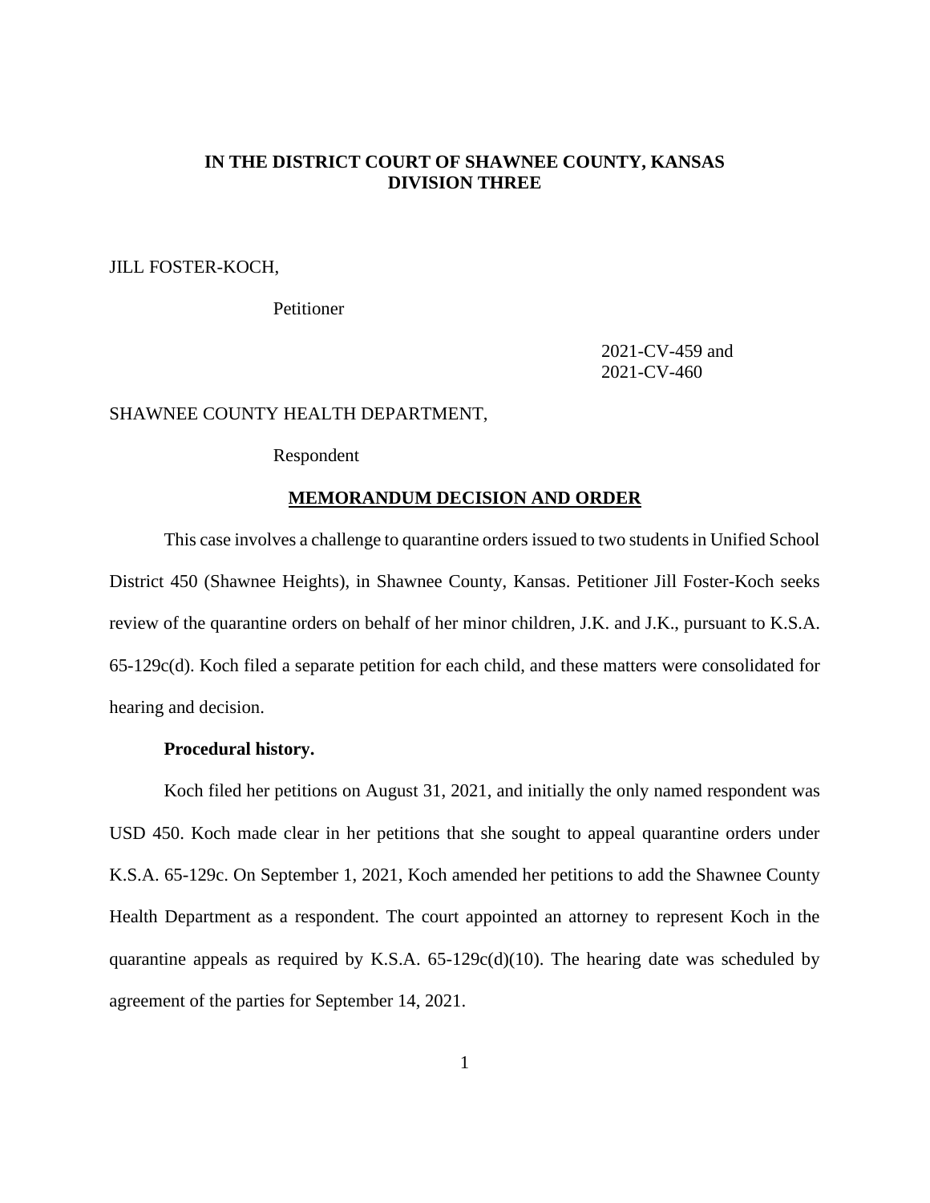**IN THE DISTRICT COURT OF SHAWNEE COUNTY, KANSAS**
**DIVISION THREE**

JILL FOSTER-KOCH,

Petitioner

2021-CV-459 and
2021-CV-460

SHAWNEE COUNTY HEALTH DEPARTMENT,

Respondent

**MEMORANDUM DECISION AND ORDER**

This case involves a challenge to quarantine orders issued to two students in Unified School District 450 (Shawnee Heights), in Shawnee County, Kansas. Petitioner Jill Foster-Koch seeks review of the quarantine orders on behalf of her minor children, J.K. and J.K., pursuant to K.S.A. 65-129c(d). Koch filed a separate petition for each child, and these matters were consolidated for hearing and decision.

**Procedural history.**

Koch filed her petitions on August 31, 2021, and initially the only named respondent was USD 450. Koch made clear in her petitions that she sought to appeal quarantine orders under K.S.A. 65-129c. On September 1, 2021, Koch amended her petitions to add the Shawnee County Health Department as a respondent. The court appointed an attorney to represent Koch in the quarantine appeals as required by K.S.A. 65-129c(d)(10). The hearing date was scheduled by agreement of the parties for September 14, 2021.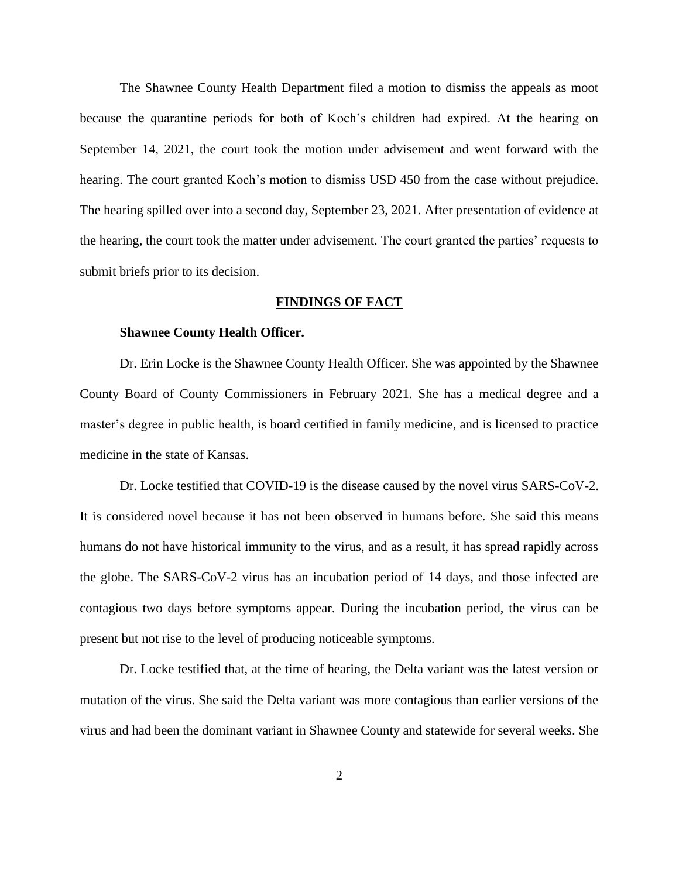The Shawnee County Health Department filed a motion to dismiss the appeals as moot because the quarantine periods for both of Koch's children had expired. At the hearing on September 14, 2021, the court took the motion under advisement and went forward with the hearing. The court granted Koch's motion to dismiss USD 450 from the case without prejudice. The hearing spilled over into a second day, September 23, 2021. After presentation of evidence at the hearing, the court took the matter under advisement. The court granted the parties' requests to submit briefs prior to its decision.

## FINDINGS OF FACT

**Shawnee County Health Officer.**

Dr. Erin Locke is the Shawnee County Health Officer. She was appointed by the Shawnee County Board of County Commissioners in February 2021. She has a medical degree and a master's degree in public health, is board certified in family medicine, and is licensed to practice medicine in the state of Kansas.

Dr. Locke testified that COVID-19 is the disease caused by the novel virus SARS-CoV-2. It is considered novel because it has not been observed in humans before. She said this means humans do not have historical immunity to the virus, and as a result, it has spread rapidly across the globe. The SARS-CoV-2 virus has an incubation period of 14 days, and those infected are contagious two days before symptoms appear. During the incubation period, the virus can be present but not rise to the level of producing noticeable symptoms.

Dr. Locke testified that, at the time of hearing, the Delta variant was the latest version or mutation of the virus. She said the Delta variant was more contagious than earlier versions of the virus and had been the dominant variant in Shawnee County and statewide for several weeks. She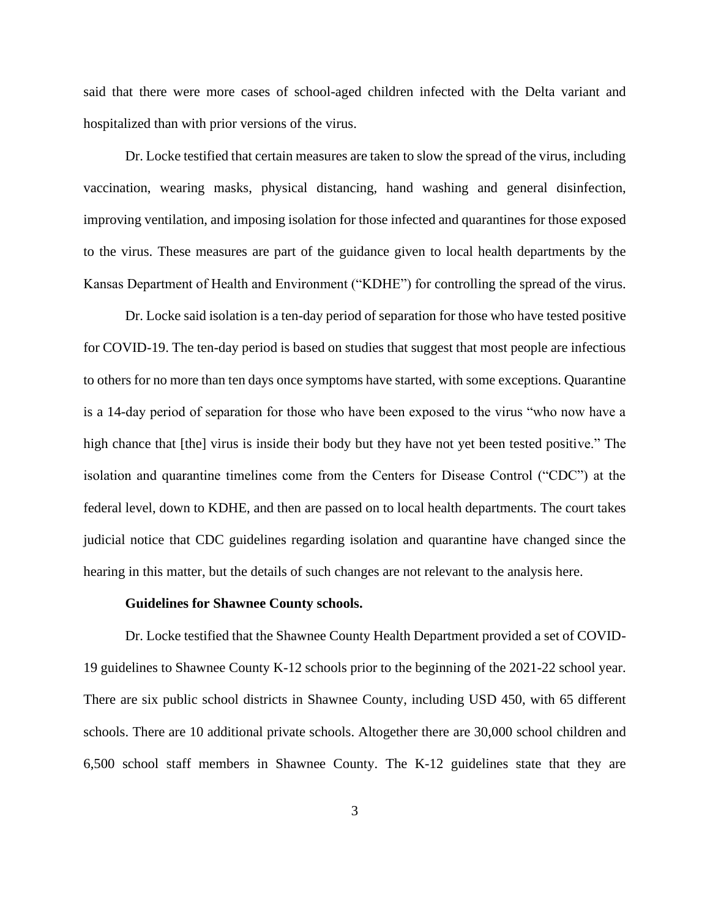said that there were more cases of school-aged children infected with the Delta variant and hospitalized than with prior versions of the virus.

Dr. Locke testified that certain measures are taken to slow the spread of the virus, including vaccination, wearing masks, physical distancing, hand washing and general disinfection, improving ventilation, and imposing isolation for those infected and quarantines for those exposed to the virus. These measures are part of the guidance given to local health departments by the Kansas Department of Health and Environment ("KDHE") for controlling the spread of the virus.

Dr. Locke said isolation is a ten-day period of separation for those who have tested positive for COVID-19. The ten-day period is based on studies that suggest that most people are infectious to others for no more than ten days once symptoms have started, with some exceptions. Quarantine is a 14-day period of separation for those who have been exposed to the virus "who now have a high chance that [the] virus is inside their body but they have not yet been tested positive." The isolation and quarantine timelines come from the Centers for Disease Control ("CDC") at the federal level, down to KDHE, and then are passed on to local health departments. The court takes judicial notice that CDC guidelines regarding isolation and quarantine have changed since the hearing in this matter, but the details of such changes are not relevant to the analysis here.

**Guidelines for Shawnee County schools.**

Dr. Locke testified that the Shawnee County Health Department provided a set of COVID-19 guidelines to Shawnee County K-12 schools prior to the beginning of the 2021-22 school year. There are six public school districts in Shawnee County, including USD 450, with 65 different schools. There are 10 additional private schools. Altogether there are 30,000 school children and 6,500 school staff members in Shawnee County. The K-12 guidelines state that they are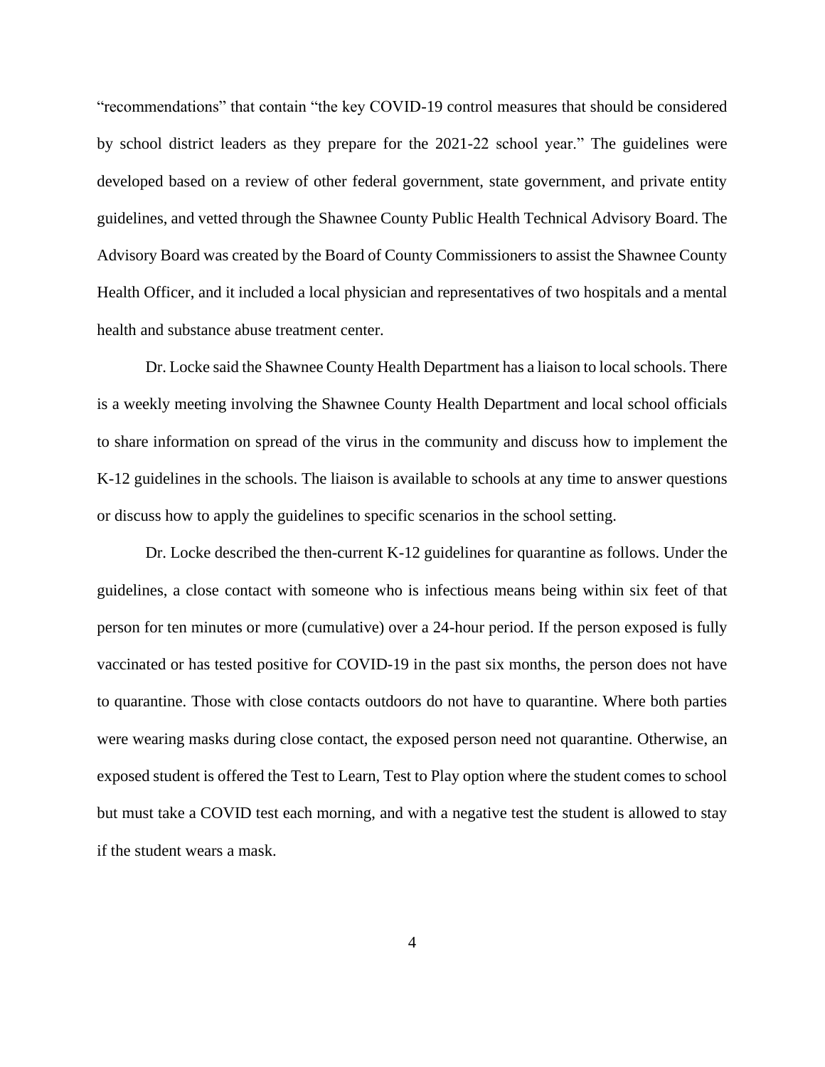"recommendations" that contain "the key COVID-19 control measures that should be considered by school district leaders as they prepare for the 2021-22 school year." The guidelines were developed based on a review of other federal government, state government, and private entity guidelines, and vetted through the Shawnee County Public Health Technical Advisory Board. The Advisory Board was created by the Board of County Commissioners to assist the Shawnee County Health Officer, and it included a local physician and representatives of two hospitals and a mental health and substance abuse treatment center.

Dr. Locke said the Shawnee County Health Department has a liaison to local schools. There is a weekly meeting involving the Shawnee County Health Department and local school officials to share information on spread of the virus in the community and discuss how to implement the K-12 guidelines in the schools. The liaison is available to schools at any time to answer questions or discuss how to apply the guidelines to specific scenarios in the school setting.

Dr. Locke described the then-current K-12 guidelines for quarantine as follows. Under the guidelines, a close contact with someone who is infectious means being within six feet of that person for ten minutes or more (cumulative) over a 24-hour period. If the person exposed is fully vaccinated or has tested positive for COVID-19 in the past six months, the person does not have to quarantine. Those with close contacts outdoors do not have to quarantine. Where both parties were wearing masks during close contact, the exposed person need not quarantine. Otherwise, an exposed student is offered the Test to Learn, Test to Play option where the student comes to school but must take a COVID test each morning, and with a negative test the student is allowed to stay if the student wears a mask.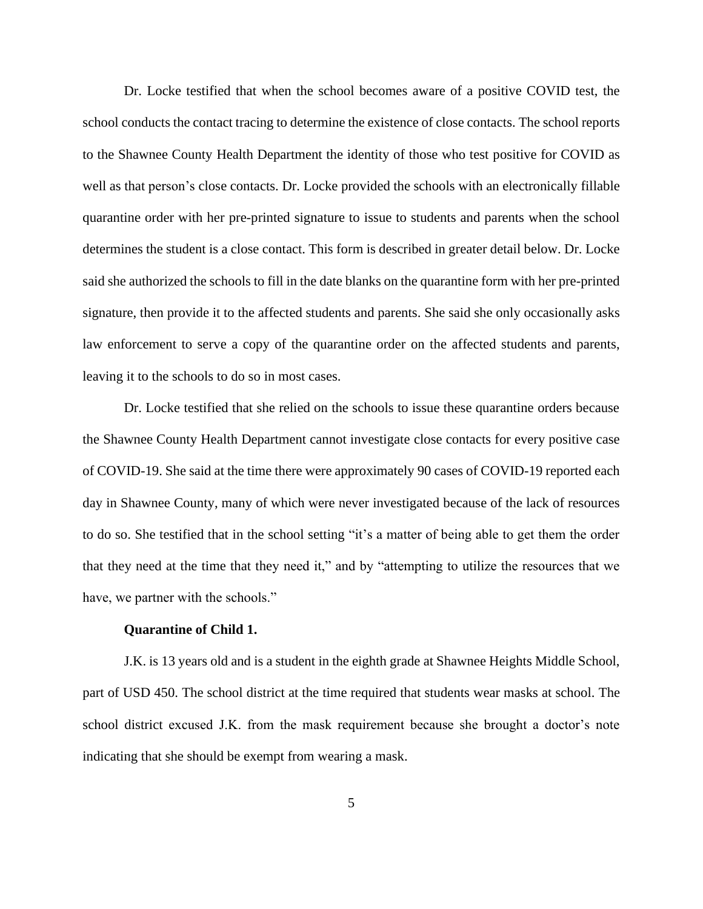Dr. Locke testified that when the school becomes aware of a positive COVID test, the school conducts the contact tracing to determine the existence of close contacts. The school reports to the Shawnee County Health Department the identity of those who test positive for COVID as well as that person's close contacts. Dr. Locke provided the schools with an electronically fillable quarantine order with her pre-printed signature to issue to students and parents when the school determines the student is a close contact. This form is described in greater detail below. Dr. Locke said she authorized the schools to fill in the date blanks on the quarantine form with her pre-printed signature, then provide it to the affected students and parents. She said she only occasionally asks law enforcement to serve a copy of the quarantine order on the affected students and parents, leaving it to the schools to do so in most cases.

Dr. Locke testified that she relied on the schools to issue these quarantine orders because the Shawnee County Health Department cannot investigate close contacts for every positive case of COVID-19. She said at the time there were approximately 90 cases of COVID-19 reported each day in Shawnee County, many of which were never investigated because of the lack of resources to do so. She testified that in the school setting "it's a matter of being able to get them the order that they need at the time that they need it," and by "attempting to utilize the resources that we have, we partner with the schools."

**Quarantine of Child 1.**

J.K. is 13 years old and is a student in the eighth grade at Shawnee Heights Middle School, part of USD 450. The school district at the time required that students wear masks at school. The school district excused J.K. from the mask requirement because she brought a doctor's note indicating that she should be exempt from wearing a mask.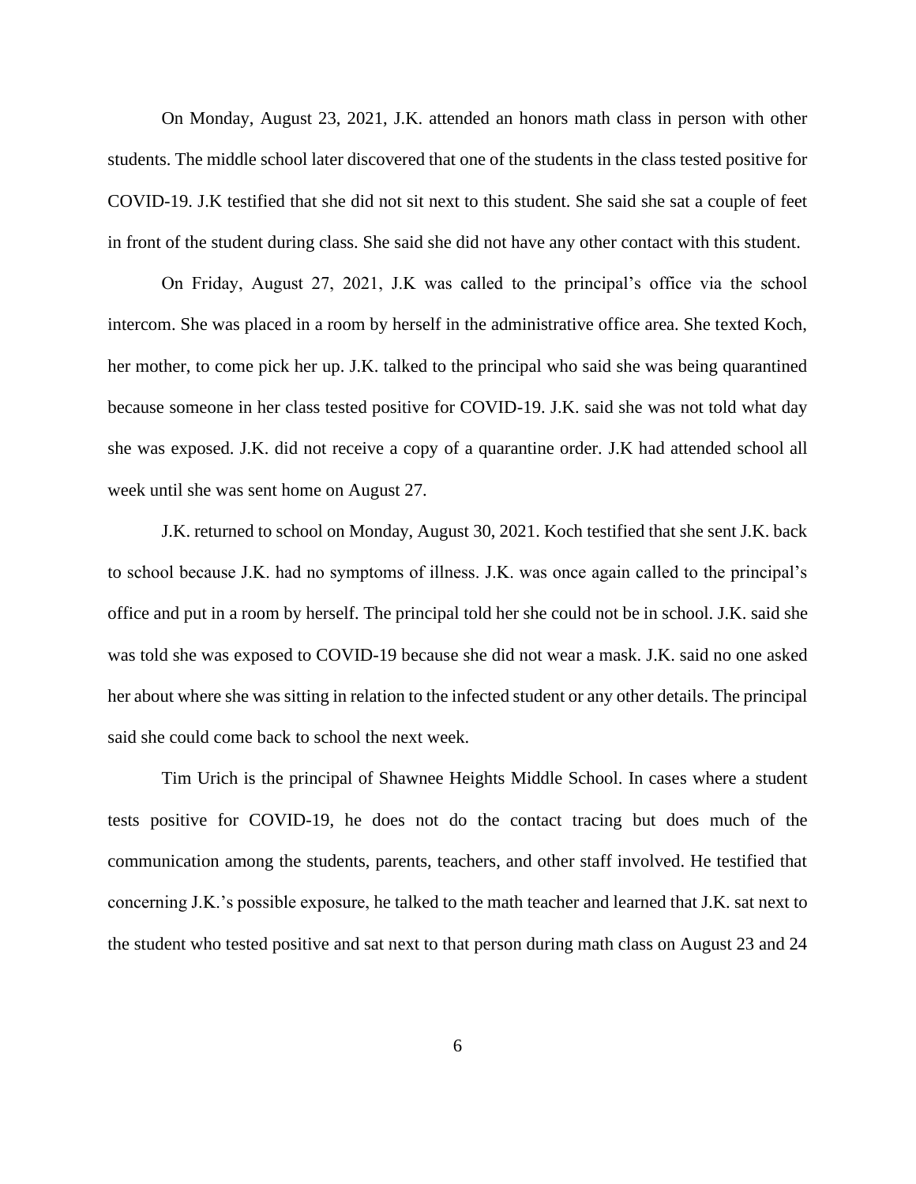On Monday, August 23, 2021, J.K. attended an honors math class in person with other students. The middle school later discovered that one of the students in the class tested positive for COVID-19. J.K testified that she did not sit next to this student. She said she sat a couple of feet in front of the student during class. She said she did not have any other contact with this student.

On Friday, August 27, 2021, J.K was called to the principal's office via the school intercom. She was placed in a room by herself in the administrative office area. She texted Koch, her mother, to come pick her up. J.K. talked to the principal who said she was being quarantined because someone in her class tested positive for COVID-19. J.K. said she was not told what day she was exposed. J.K. did not receive a copy of a quarantine order. J.K had attended school all week until she was sent home on August 27.

J.K. returned to school on Monday, August 30, 2021. Koch testified that she sent J.K. back to school because J.K. had no symptoms of illness. J.K. was once again called to the principal's office and put in a room by herself. The principal told her she could not be in school. J.K. said she was told she was exposed to COVID-19 because she did not wear a mask. J.K. said no one asked her about where she was sitting in relation to the infected student or any other details. The principal said she could come back to school the next week.

Tim Urich is the principal of Shawnee Heights Middle School. In cases where a student tests positive for COVID-19, he does not do the contact tracing but does much of the communication among the students, parents, teachers, and other staff involved. He testified that concerning J.K.'s possible exposure, he talked to the math teacher and learned that J.K. sat next to the student who tested positive and sat next to that person during math class on August 23 and 24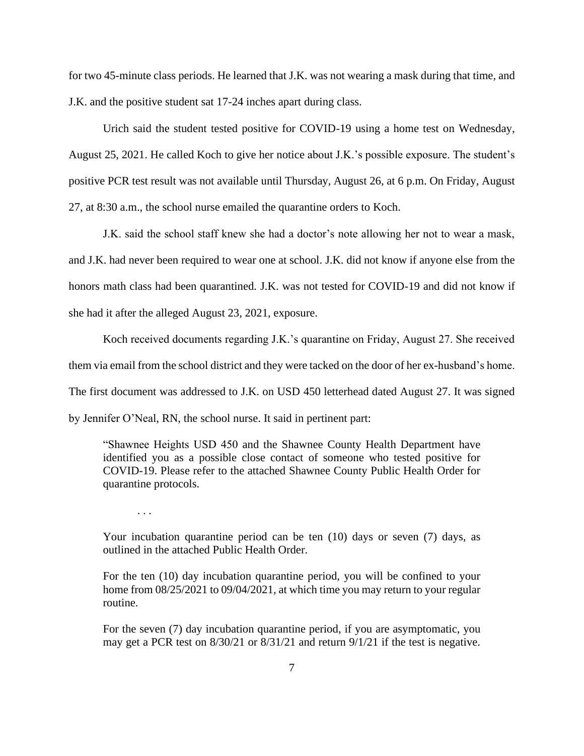for two 45-minute class periods. He learned that J.K. was not wearing a mask during that time, and J.K. and the positive student sat 17-24 inches apart during class.

Urich said the student tested positive for COVID-19 using a home test on Wednesday, August 25, 2021. He called Koch to give her notice about J.K.'s possible exposure. The student's positive PCR test result was not available until Thursday, August 26, at 6 p.m. On Friday, August 27, at 8:30 a.m., the school nurse emailed the quarantine orders to Koch.

J.K. said the school staff knew she had a doctor's note allowing her not to wear a mask, and J.K. had never been required to wear one at school. J.K. did not know if anyone else from the honors math class had been quarantined. J.K. was not tested for COVID-19 and did not know if she had it after the alleged August 23, 2021, exposure.

Koch received documents regarding J.K.'s quarantine on Friday, August 27. She received them via email from the school district and they were tacked on the door of her ex-husband's home. The first document was addressed to J.K. on USD 450 letterhead dated August 27. It was signed by Jennifer O'Neal, RN, the school nurse. It said in pertinent part:

> "Shawnee Heights USD 450 and the Shawnee County Health Department have identified you as a possible close contact of someone who tested positive for COVID-19. Please refer to the attached Shawnee County Public Health Order for quarantine protocols.
>
> . . .
>
> Your incubation quarantine period can be ten (10) days or seven (7) days, as outlined in the attached Public Health Order.
>
> For the ten (10) day incubation quarantine period, you will be confined to your home from 08/25/2021 to 09/04/2021, at which time you may return to your regular routine.
>
> For the seven (7) day incubation quarantine period, if you are asymptomatic, you may get a PCR test on 8/30/21 or 8/31/21 and return 9/1/21 if the test is negative.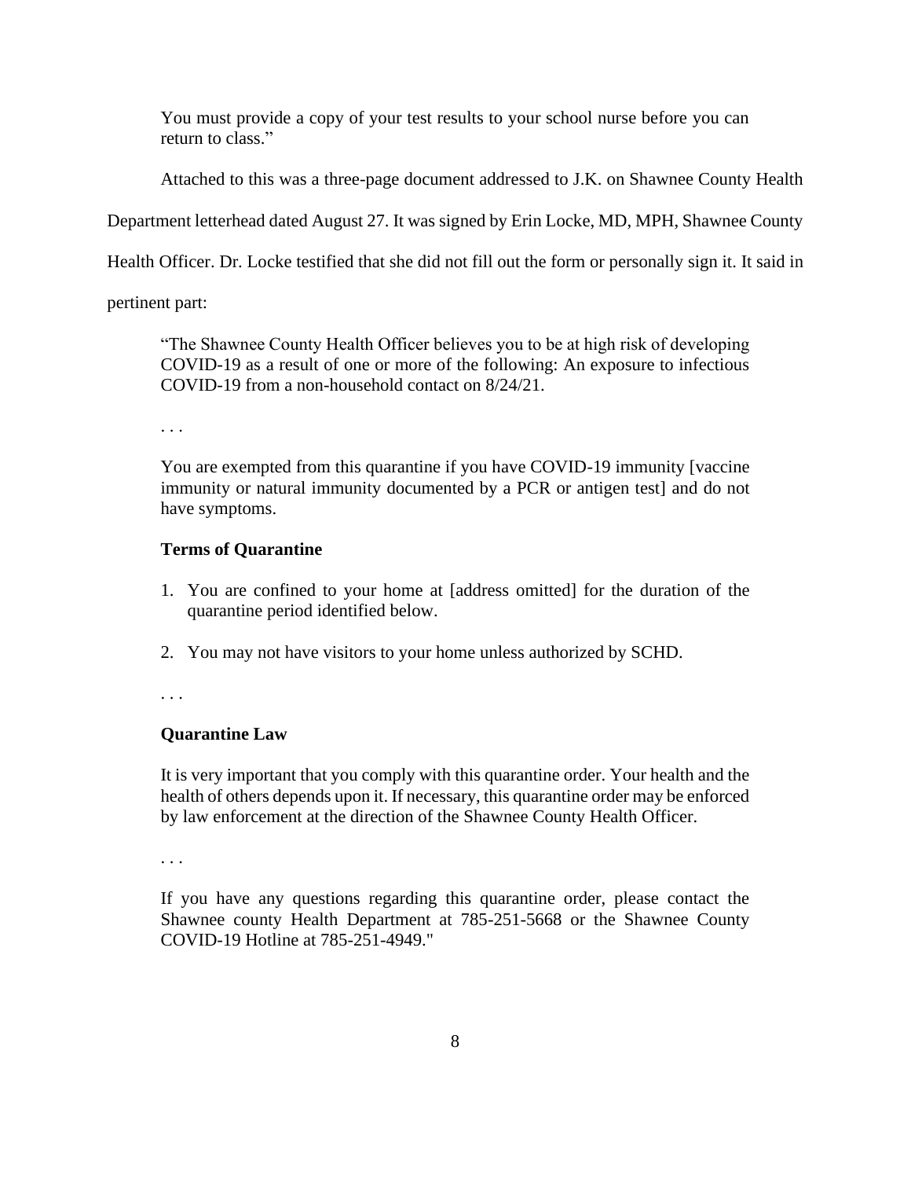> You must provide a copy of your test results to your school nurse before you can return to class."

Attached to this was a three-page document addressed to J.K. on Shawnee County Health Department letterhead dated August 27. It was signed by Erin Locke, MD, MPH, Shawnee County Health Officer. Dr. Locke testified that she did not fill out the form or personally sign it. It said in pertinent part:

> "The Shawnee County Health Officer believes you to be at high risk of developing COVID-19 as a result of one or more of the following: An exposure to infectious COVID-19 from a non-household contact on 8/24/21.
>
> . . .
>
> You are exempted from this quarantine if you have COVID-19 immunity [vaccine immunity or natural immunity documented by a PCR or antigen test] and do not have symptoms.
>
> **Terms of Quarantine**
>
> 1. You are confined to your home at [address omitted] for the duration of the quarantine period identified below.
>
> 2. You may not have visitors to your home unless authorized by SCHD.
>
> . . .
>
> **Quarantine Law**
>
> It is very important that you comply with this quarantine order. Your health and the health of others depends upon it. If necessary, this quarantine order may be enforced by law enforcement at the direction of the Shawnee County Health Officer.
>
> . . .
>
> If you have any questions regarding this quarantine order, please contact the Shawnee county Health Department at 785-251-5668 or the Shawnee County COVID-19 Hotline at 785-251-4949."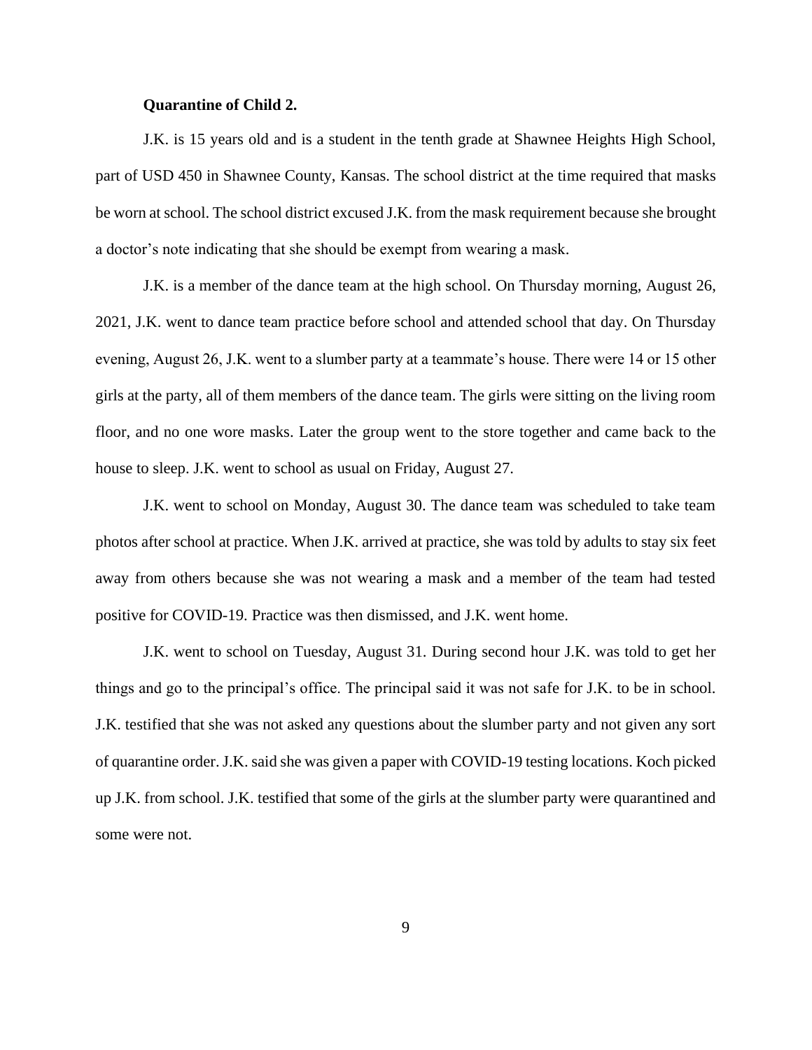**Quarantine of Child 2.**

J.K. is 15 years old and is a student in the tenth grade at Shawnee Heights High School, part of USD 450 in Shawnee County, Kansas. The school district at the time required that masks be worn at school. The school district excused J.K. from the mask requirement because she brought a doctor's note indicating that she should be exempt from wearing a mask.

J.K. is a member of the dance team at the high school. On Thursday morning, August 26, 2021, J.K. went to dance team practice before school and attended school that day. On Thursday evening, August 26, J.K. went to a slumber party at a teammate's house. There were 14 or 15 other girls at the party, all of them members of the dance team. The girls were sitting on the living room floor, and no one wore masks. Later the group went to the store together and came back to the house to sleep. J.K. went to school as usual on Friday, August 27.

J.K. went to school on Monday, August 30. The dance team was scheduled to take team photos after school at practice. When J.K. arrived at practice, she was told by adults to stay six feet away from others because she was not wearing a mask and a member of the team had tested positive for COVID-19. Practice was then dismissed, and J.K. went home.

J.K. went to school on Tuesday, August 31. During second hour J.K. was told to get her things and go to the principal's office. The principal said it was not safe for J.K. to be in school. J.K. testified that she was not asked any questions about the slumber party and not given any sort of quarantine order. J.K. said she was given a paper with COVID-19 testing locations. Koch picked up J.K. from school. J.K. testified that some of the girls at the slumber party were quarantined and some were not.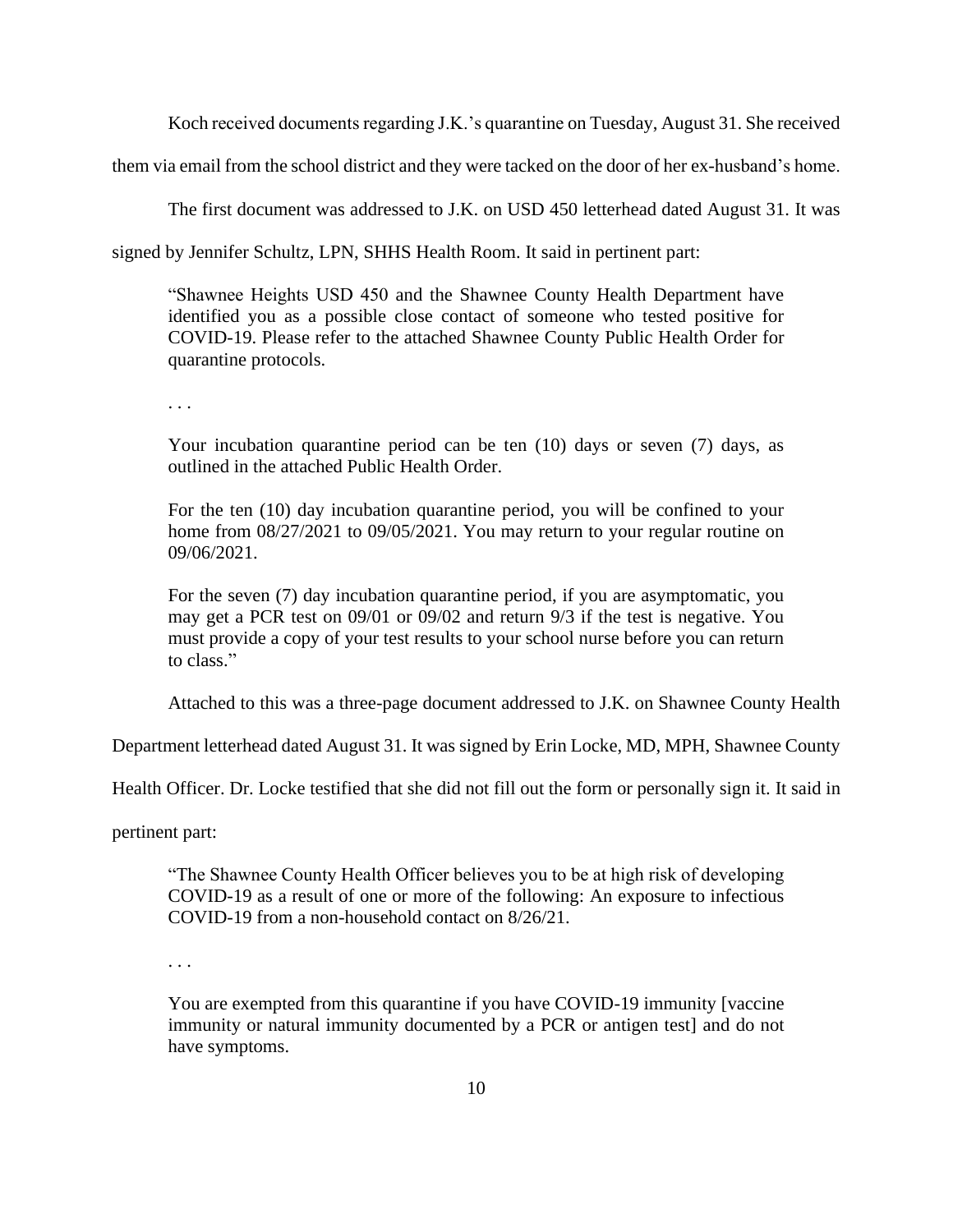Koch received documents regarding J.K.'s quarantine on Tuesday, August 31. She received them via email from the school district and they were tacked on the door of her ex-husband's home.

The first document was addressed to J.K. on USD 450 letterhead dated August 31. It was signed by Jennifer Schultz, LPN, SHHS Health Room. It said in pertinent part:

> "Shawnee Heights USD 450 and the Shawnee County Health Department have identified you as a possible close contact of someone who tested positive for COVID-19. Please refer to the attached Shawnee County Public Health Order for quarantine protocols.
>
> . . .
>
> Your incubation quarantine period can be ten (10) days or seven (7) days, as outlined in the attached Public Health Order.
>
> For the ten (10) day incubation quarantine period, you will be confined to your home from 08/27/2021 to 09/05/2021. You may return to your regular routine on 09/06/2021.
>
> For the seven (7) day incubation quarantine period, if you are asymptomatic, you may get a PCR test on 09/01 or 09/02 and return 9/3 if the test is negative. You must provide a copy of your test results to your school nurse before you can return to class."

Attached to this was a three-page document addressed to J.K. on Shawnee County Health Department letterhead dated August 31. It was signed by Erin Locke, MD, MPH, Shawnee County Health Officer. Dr. Locke testified that she did not fill out the form or personally sign it. It said in pertinent part:

> "The Shawnee County Health Officer believes you to be at high risk of developing COVID-19 as a result of one or more of the following: An exposure to infectious COVID-19 from a non-household contact on 8/26/21.
>
> . . .
>
> You are exempted from this quarantine if you have COVID-19 immunity [vaccine immunity or natural immunity documented by a PCR or antigen test] and do not have symptoms.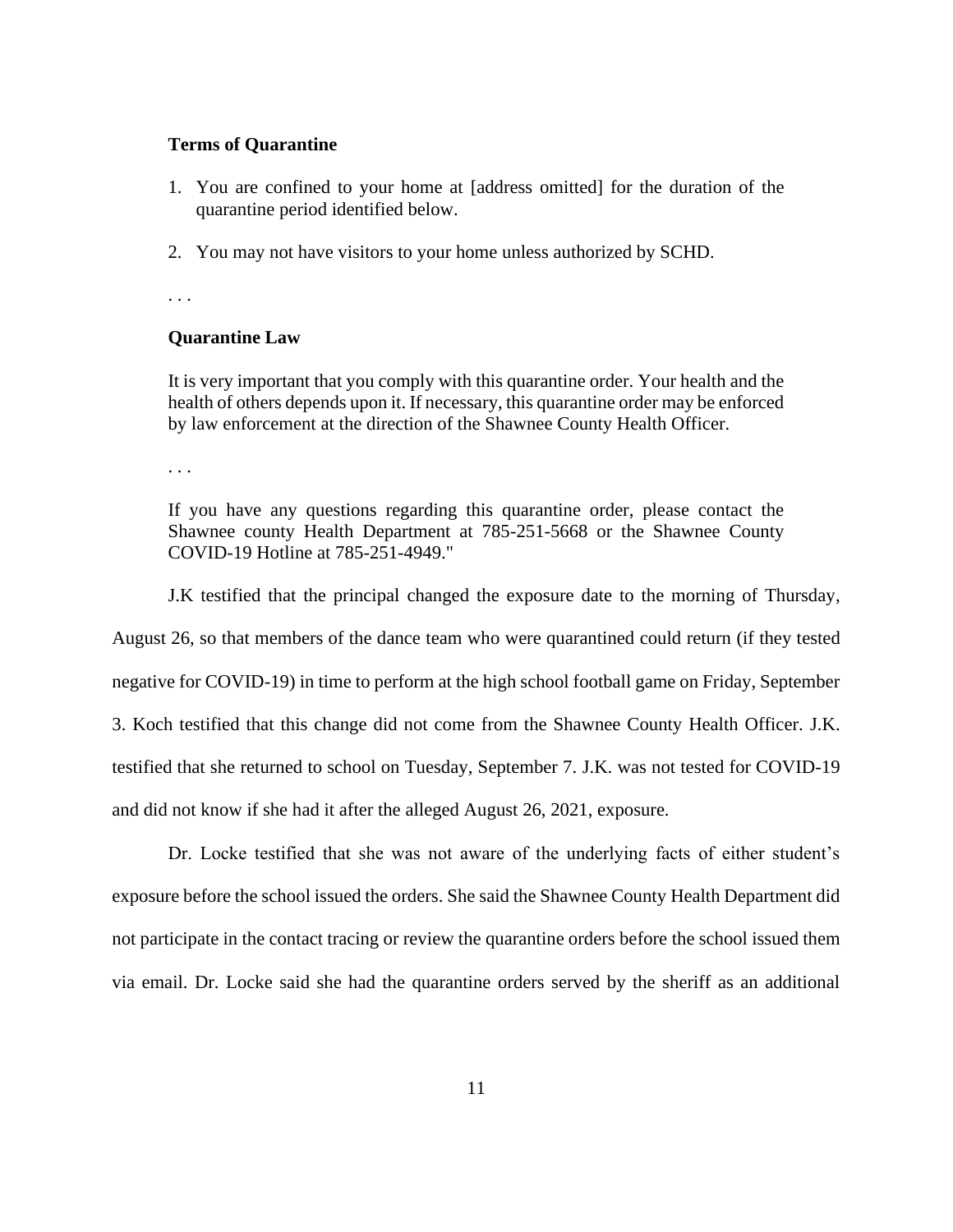**Terms of Quarantine**

1. You are confined to your home at [address omitted] for the duration of the quarantine period identified below.

2. You may not have visitors to your home unless authorized by SCHD.

. . .

**Quarantine Law**

It is very important that you comply with this quarantine order. Your health and the health of others depends upon it. If necessary, this quarantine order may be enforced by law enforcement at the direction of the Shawnee County Health Officer.

. . .

If you have any questions regarding this quarantine order, please contact the Shawnee county Health Department at 785-251-5668 or the Shawnee County COVID-19 Hotline at 785-251-4949."

J.K testified that the principal changed the exposure date to the morning of Thursday, August 26, so that members of the dance team who were quarantined could return (if they tested negative for COVID-19) in time to perform at the high school football game on Friday, September 3. Koch testified that this change did not come from the Shawnee County Health Officer. J.K. testified that she returned to school on Tuesday, September 7. J.K. was not tested for COVID-19 and did not know if she had it after the alleged August 26, 2021, exposure.

Dr. Locke testified that she was not aware of the underlying facts of either student's exposure before the school issued the orders. She said the Shawnee County Health Department did not participate in the contact tracing or review the quarantine orders before the school issued them via email. Dr. Locke said she had the quarantine orders served by the sheriff as an additional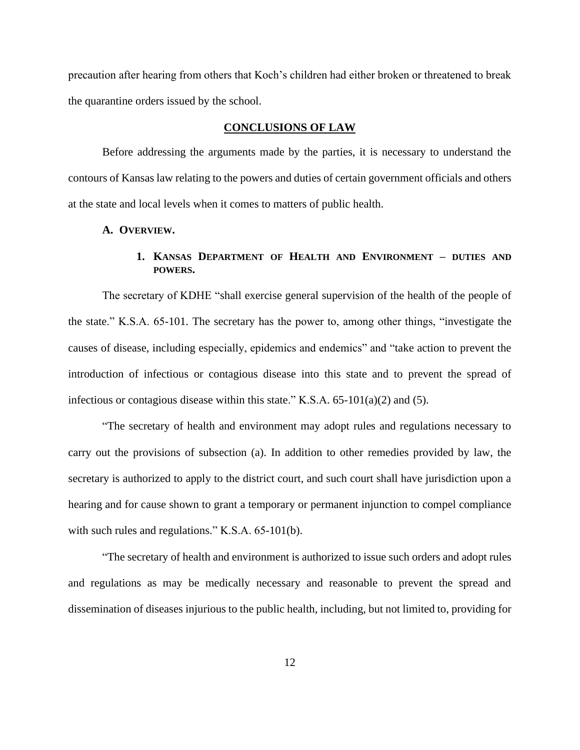precaution after hearing from others that Koch's children had either broken or threatened to break the quarantine orders issued by the school.

## CONCLUSIONS OF LAW

Before addressing the arguments made by the parties, it is necessary to understand the contours of Kansas law relating to the powers and duties of certain government officials and others at the state and local levels when it comes to matters of public health.

### A. OVERVIEW.

#### 1. KANSAS DEPARTMENT OF HEALTH AND ENVIRONMENT – DUTIES AND POWERS.

The secretary of KDHE "shall exercise general supervision of the health of the people of the state." K.S.A. 65-101. The secretary has the power to, among other things, "investigate the causes of disease, including especially, epidemics and endemics" and "take action to prevent the introduction of infectious or contagious disease into this state and to prevent the spread of infectious or contagious disease within this state." K.S.A. 65-101(a)(2) and (5).

"The secretary of health and environment may adopt rules and regulations necessary to carry out the provisions of subsection (a). In addition to other remedies provided by law, the secretary is authorized to apply to the district court, and such court shall have jurisdiction upon a hearing and for cause shown to grant a temporary or permanent injunction to compel compliance with such rules and regulations." K.S.A. 65-101(b).

"The secretary of health and environment is authorized to issue such orders and adopt rules and regulations as may be medically necessary and reasonable to prevent the spread and dissemination of diseases injurious to the public health, including, but not limited to, providing for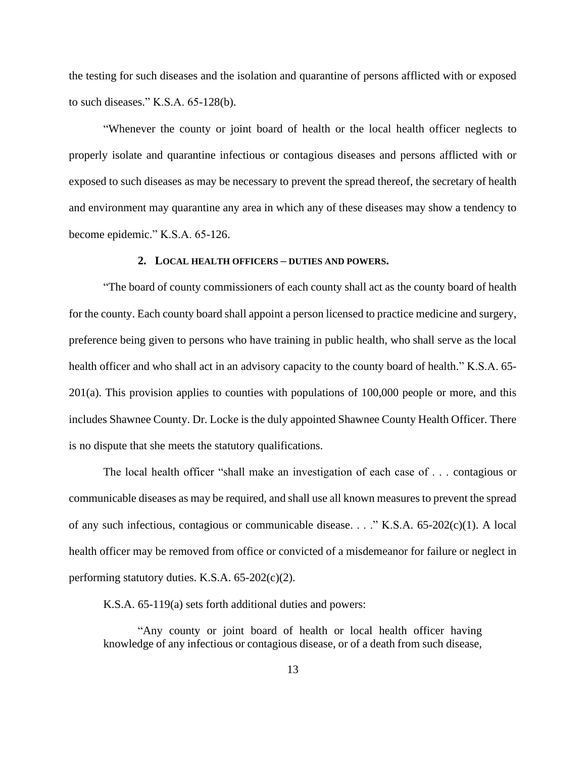the testing for such diseases and the isolation and quarantine of persons afflicted with or exposed to such diseases." K.S.A. 65-128(b).

"Whenever the county or joint board of health or the local health officer neglects to properly isolate and quarantine infectious or contagious diseases and persons afflicted with or exposed to such diseases as may be necessary to prevent the spread thereof, the secretary of health and environment may quarantine any area in which any of these diseases may show a tendency to become epidemic." K.S.A. 65-126.

### 2. LOCAL HEALTH OFFICERS – DUTIES AND POWERS.

"The board of county commissioners of each county shall act as the county board of health for the county. Each county board shall appoint a person licensed to practice medicine and surgery, preference being given to persons who have training in public health, who shall serve as the local health officer and who shall act in an advisory capacity to the county board of health." K.S.A. 65-201(a). This provision applies to counties with populations of 100,000 people or more, and this includes Shawnee County. Dr. Locke is the duly appointed Shawnee County Health Officer. There is no dispute that she meets the statutory qualifications.

The local health officer "shall make an investigation of each case of . . . contagious or communicable diseases as may be required, and shall use all known measures to prevent the spread of any such infectious, contagious or communicable disease. . . ." K.S.A. 65-202(c)(1). A local health officer may be removed from office or convicted of a misdemeanor for failure or neglect in performing statutory duties. K.S.A. 65-202(c)(2).

K.S.A. 65-119(a) sets forth additional duties and powers:

> "Any county or joint board of health or local health officer having knowledge of any infectious or contagious disease, or of a death from such disease,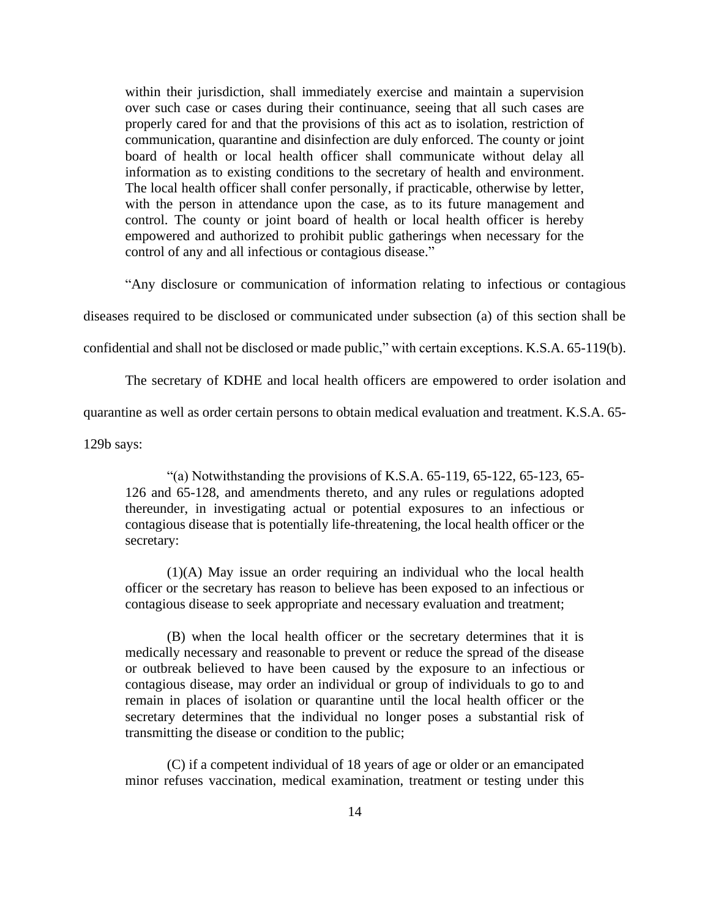> within their jurisdiction, shall immediately exercise and maintain a supervision over such case or cases during their continuance, seeing that all such cases are properly cared for and that the provisions of this act as to isolation, restriction of communication, quarantine and disinfection are duly enforced. The county or joint board of health or local health officer shall communicate without delay all information as to existing conditions to the secretary of health and environment. The local health officer shall confer personally, if practicable, otherwise by letter, with the person in attendance upon the case, as to its future management and control. The county or joint board of health or local health officer is hereby empowered and authorized to prohibit public gatherings when necessary for the control of any and all infectious or contagious disease."

"Any disclosure or communication of information relating to infectious or contagious diseases required to be disclosed or communicated under subsection (a) of this section shall be confidential and shall not be disclosed or made public," with certain exceptions. K.S.A. 65-119(b).

The secretary of KDHE and local health officers are empowered to order isolation and quarantine as well as order certain persons to obtain medical evaluation and treatment. K.S.A. 65-129b says:

> "(a) Notwithstanding the provisions of K.S.A. 65-119, 65-122, 65-123, 65-126 and 65-128, and amendments thereto, and any rules or regulations adopted thereunder, in investigating actual or potential exposures to an infectious or contagious disease that is potentially life-threatening, the local health officer or the secretary:
>
> (1)(A) May issue an order requiring an individual who the local health officer or the secretary has reason to believe has been exposed to an infectious or contagious disease to seek appropriate and necessary evaluation and treatment;
>
> (B) when the local health officer or the secretary determines that it is medically necessary and reasonable to prevent or reduce the spread of the disease or outbreak believed to have been caused by the exposure to an infectious or contagious disease, may order an individual or group of individuals to go to and remain in places of isolation or quarantine until the local health officer or the secretary determines that the individual no longer poses a substantial risk of transmitting the disease or condition to the public;
>
> (C) if a competent individual of 18 years of age or older or an emancipated minor refuses vaccination, medical examination, treatment or testing under this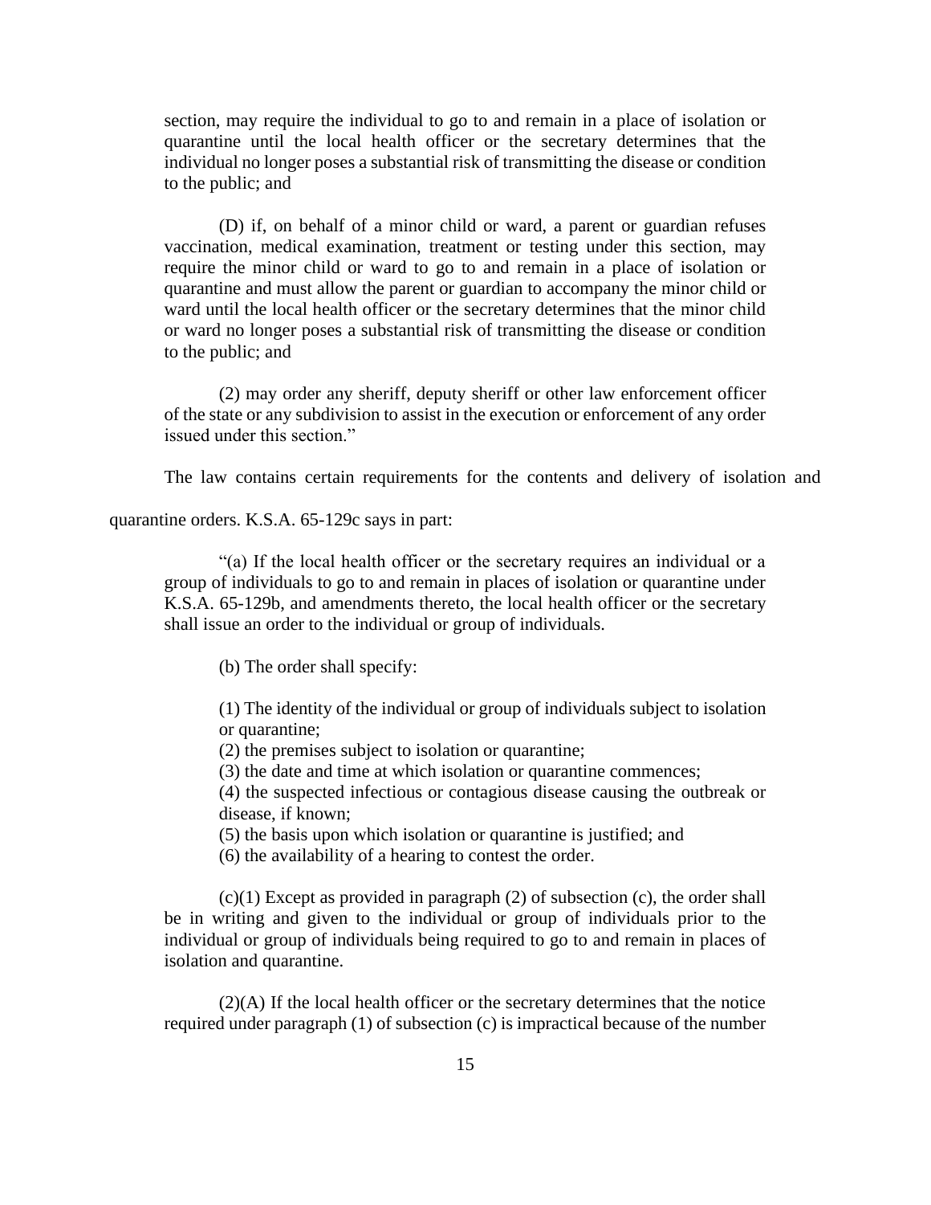section, may require the individual to go to and remain in a place of isolation or quarantine until the local health officer or the secretary determines that the individual no longer poses a substantial risk of transmitting the disease or condition to the public; and

(D) if, on behalf of a minor child or ward, a parent or guardian refuses vaccination, medical examination, treatment or testing under this section, may require the minor child or ward to go to and remain in a place of isolation or quarantine and must allow the parent or guardian to accompany the minor child or ward until the local health officer or the secretary determines that the minor child or ward no longer poses a substantial risk of transmitting the disease or condition to the public; and

(2) may order any sheriff, deputy sheriff or other law enforcement officer of the state or any subdivision to assist in the execution or enforcement of any order issued under this section."

The law contains certain requirements for the contents and delivery of isolation and quarantine orders. K.S.A. 65-129c says in part:

"(a) If the local health officer or the secretary requires an individual or a group of individuals to go to and remain in places of isolation or quarantine under K.S.A. 65-129b, and amendments thereto, the local health officer or the secretary shall issue an order to the individual or group of individuals.

(b) The order shall specify:

(1) The identity of the individual or group of individuals subject to isolation or quarantine;
(2) the premises subject to isolation or quarantine;
(3) the date and time at which isolation or quarantine commences;
(4) the suspected infectious or contagious disease causing the outbreak or disease, if known;
(5) the basis upon which isolation or quarantine is justified; and
(6) the availability of a hearing to contest the order.

(c)(1) Except as provided in paragraph (2) of subsection (c), the order shall be in writing and given to the individual or group of individuals prior to the individual or group of individuals being required to go to and remain in places of isolation and quarantine.

(2)(A) If the local health officer or the secretary determines that the notice required under paragraph (1) of subsection (c) is impractical because of the number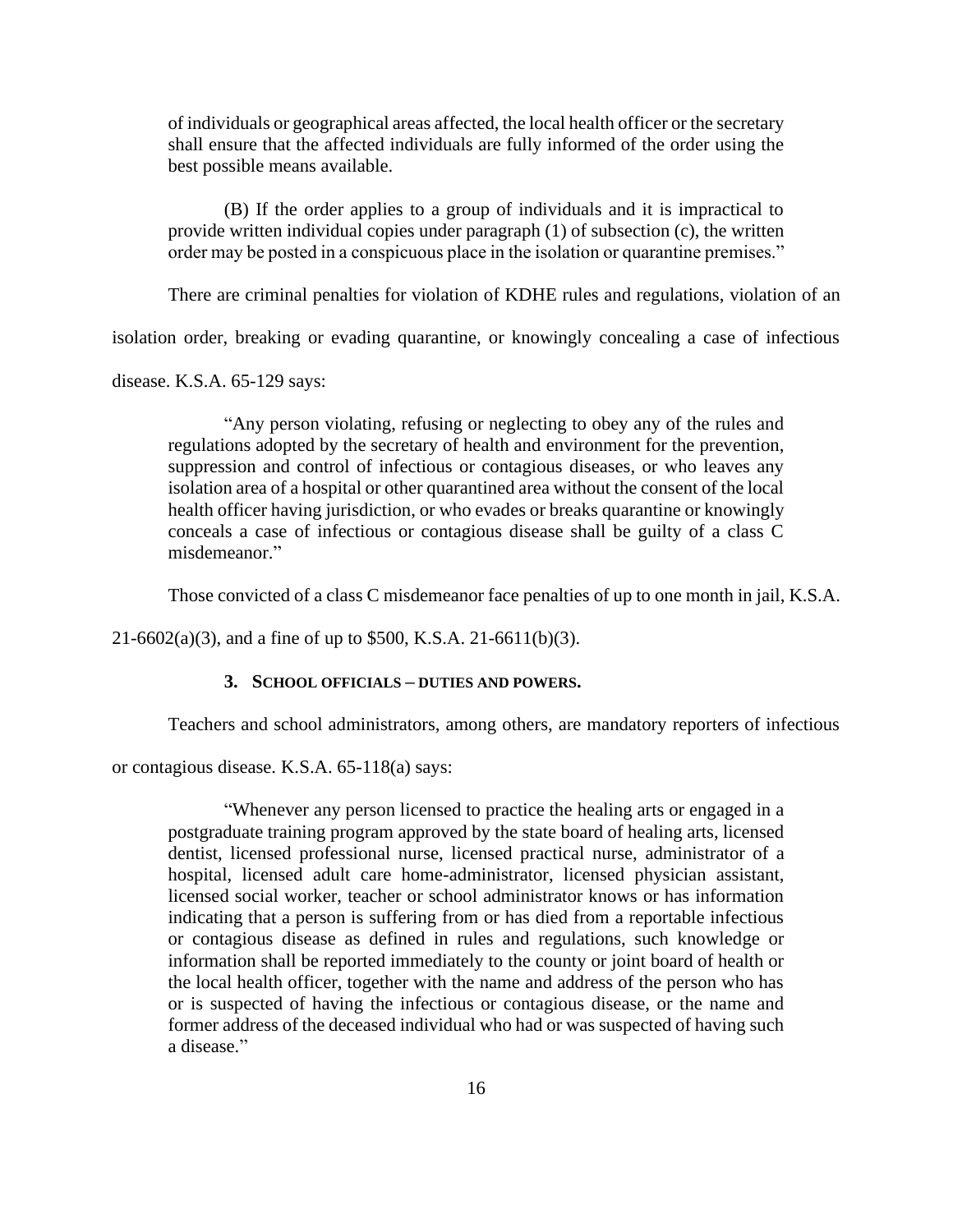> of individuals or geographical areas affected, the local health officer or the secretary shall ensure that the affected individuals are fully informed of the order using the best possible means available.
>
> (B) If the order applies to a group of individuals and it is impractical to provide written individual copies under paragraph (1) of subsection (c), the written order may be posted in a conspicuous place in the isolation or quarantine premises."

There are criminal penalties for violation of KDHE rules and regulations, violation of an isolation order, breaking or evading quarantine, or knowingly concealing a case of infectious disease. K.S.A. 65-129 says:

> "Any person violating, refusing or neglecting to obey any of the rules and regulations adopted by the secretary of health and environment for the prevention, suppression and control of infectious or contagious diseases, or who leaves any isolation area of a hospital or other quarantined area without the consent of the local health officer having jurisdiction, or who evades or breaks quarantine or knowingly conceals a case of infectious or contagious disease shall be guilty of a class C misdemeanor."

Those convicted of a class C misdemeanor face penalties of up to one month in jail, K.S.A. 21-6602(a)(3), and a fine of up to $500, K.S.A. 21-6611(b)(3).

### 3. School officials – duties and powers.

Teachers and school administrators, among others, are mandatory reporters of infectious or contagious disease. K.S.A. 65-118(a) says:

> "Whenever any person licensed to practice the healing arts or engaged in a postgraduate training program approved by the state board of healing arts, licensed dentist, licensed professional nurse, licensed practical nurse, administrator of a hospital, licensed adult care home-administrator, licensed physician assistant, licensed social worker, teacher or school administrator knows or has information indicating that a person is suffering from or has died from a reportable infectious or contagious disease as defined in rules and regulations, such knowledge or information shall be reported immediately to the county or joint board of health or the local health officer, together with the name and address of the person who has or is suspected of having the infectious or contagious disease, or the name and former address of the deceased individual who had or was suspected of having such a disease."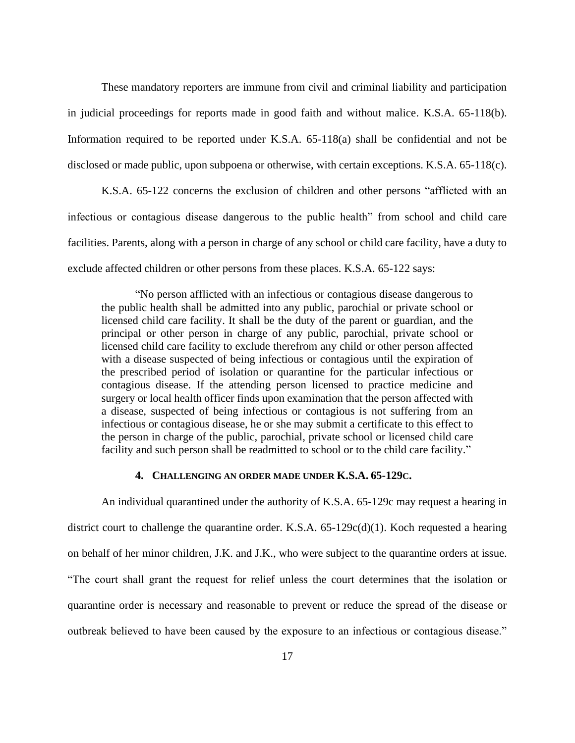These mandatory reporters are immune from civil and criminal liability and participation in judicial proceedings for reports made in good faith and without malice. K.S.A. 65-118(b). Information required to be reported under K.S.A. 65-118(a) shall be confidential and not be disclosed or made public, upon subpoena or otherwise, with certain exceptions. K.S.A. 65-118(c).

K.S.A. 65-122 concerns the exclusion of children and other persons "afflicted with an infectious or contagious disease dangerous to the public health" from school and child care facilities. Parents, along with a person in charge of any school or child care facility, have a duty to exclude affected children or other persons from these places. K.S.A. 65-122 says:

> "No person afflicted with an infectious or contagious disease dangerous to the public health shall be admitted into any public, parochial or private school or licensed child care facility. It shall be the duty of the parent or guardian, and the principal or other person in charge of any public, parochial, private school or licensed child care facility to exclude therefrom any child or other person affected with a disease suspected of being infectious or contagious until the expiration of the prescribed period of isolation or quarantine for the particular infectious or contagious disease. If the attending person licensed to practice medicine and surgery or local health officer finds upon examination that the person affected with a disease, suspected of being infectious or contagious is not suffering from an infectious or contagious disease, he or she may submit a certificate to this effect to the person in charge of the public, parochial, private school or licensed child care facility and such person shall be readmitted to school or to the child care facility."

### 4. CHALLENGING AN ORDER MADE UNDER K.S.A. 65-129C.

An individual quarantined under the authority of K.S.A. 65-129c may request a hearing in district court to challenge the quarantine order. K.S.A. 65-129c(d)(1). Koch requested a hearing on behalf of her minor children, J.K. and J.K., who were subject to the quarantine orders at issue. "The court shall grant the request for relief unless the court determines that the isolation or quarantine order is necessary and reasonable to prevent or reduce the spread of the disease or outbreak believed to have been caused by the exposure to an infectious or contagious disease."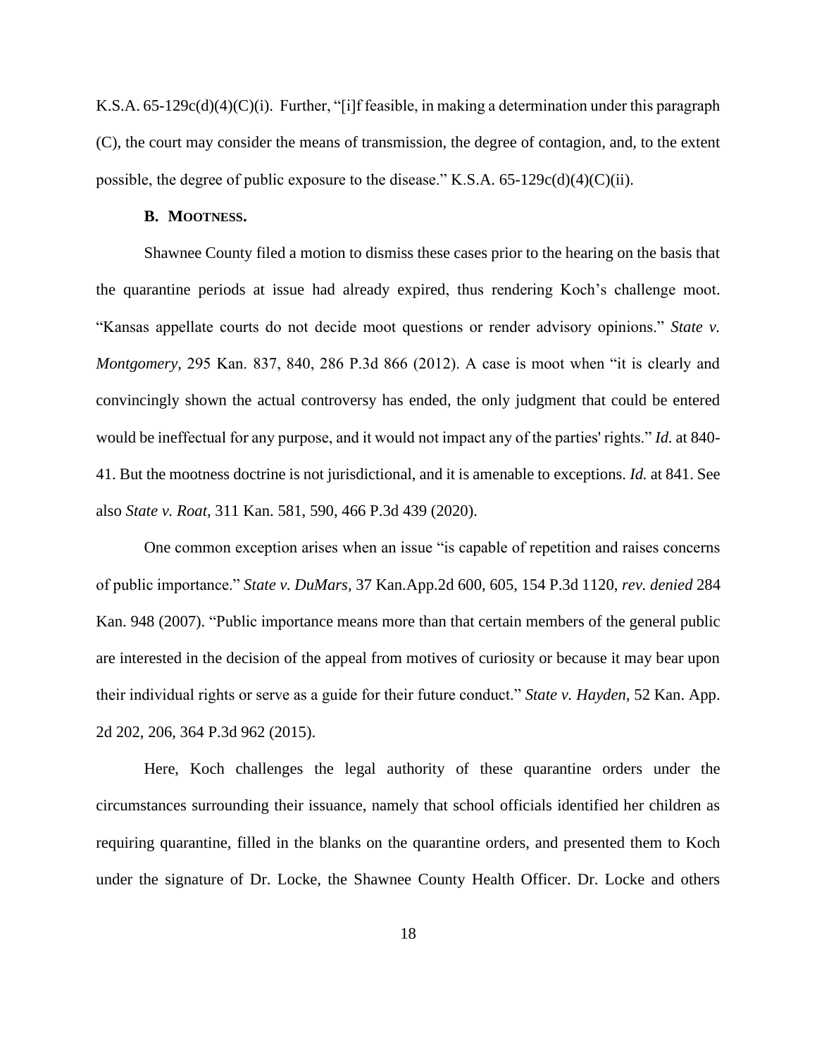K.S.A. 65-129c(d)(4)(C)(i). Further, "[i]f feasible, in making a determination under this paragraph (C), the court may consider the means of transmission, the degree of contagion, and, to the extent possible, the degree of public exposure to the disease." K.S.A. 65-129c(d)(4)(C)(ii).

### B. MOOTNESS.

Shawnee County filed a motion to dismiss these cases prior to the hearing on the basis that the quarantine periods at issue had already expired, thus rendering Koch's challenge moot. "Kansas appellate courts do not decide moot questions or render advisory opinions." *State v. Montgomery,* 295 Kan. 837, 840, 286 P.3d 866 (2012). A case is moot when "it is clearly and convincingly shown the actual controversy has ended, the only judgment that could be entered would be ineffectual for any purpose, and it would not impact any of the parties' rights." *Id.* at 840-41. But the mootness doctrine is not jurisdictional, and it is amenable to exceptions. *Id.* at 841. See also *State v. Roat,* 311 Kan. 581, 590, 466 P.3d 439 (2020).

One common exception arises when an issue "is capable of repetition and raises concerns of public importance." *State v. DuMars,* 37 Kan.App.2d 600, 605, 154 P.3d 1120, *rev. denied* 284 Kan. 948 (2007). "Public importance means more than that certain members of the general public are interested in the decision of the appeal from motives of curiosity or because it may bear upon their individual rights or serve as a guide for their future conduct." *State v. Hayden,* 52 Kan. App. 2d 202, 206, 364 P.3d 962 (2015).

Here, Koch challenges the legal authority of these quarantine orders under the circumstances surrounding their issuance, namely that school officials identified her children as requiring quarantine, filled in the blanks on the quarantine orders, and presented them to Koch under the signature of Dr. Locke, the Shawnee County Health Officer. Dr. Locke and others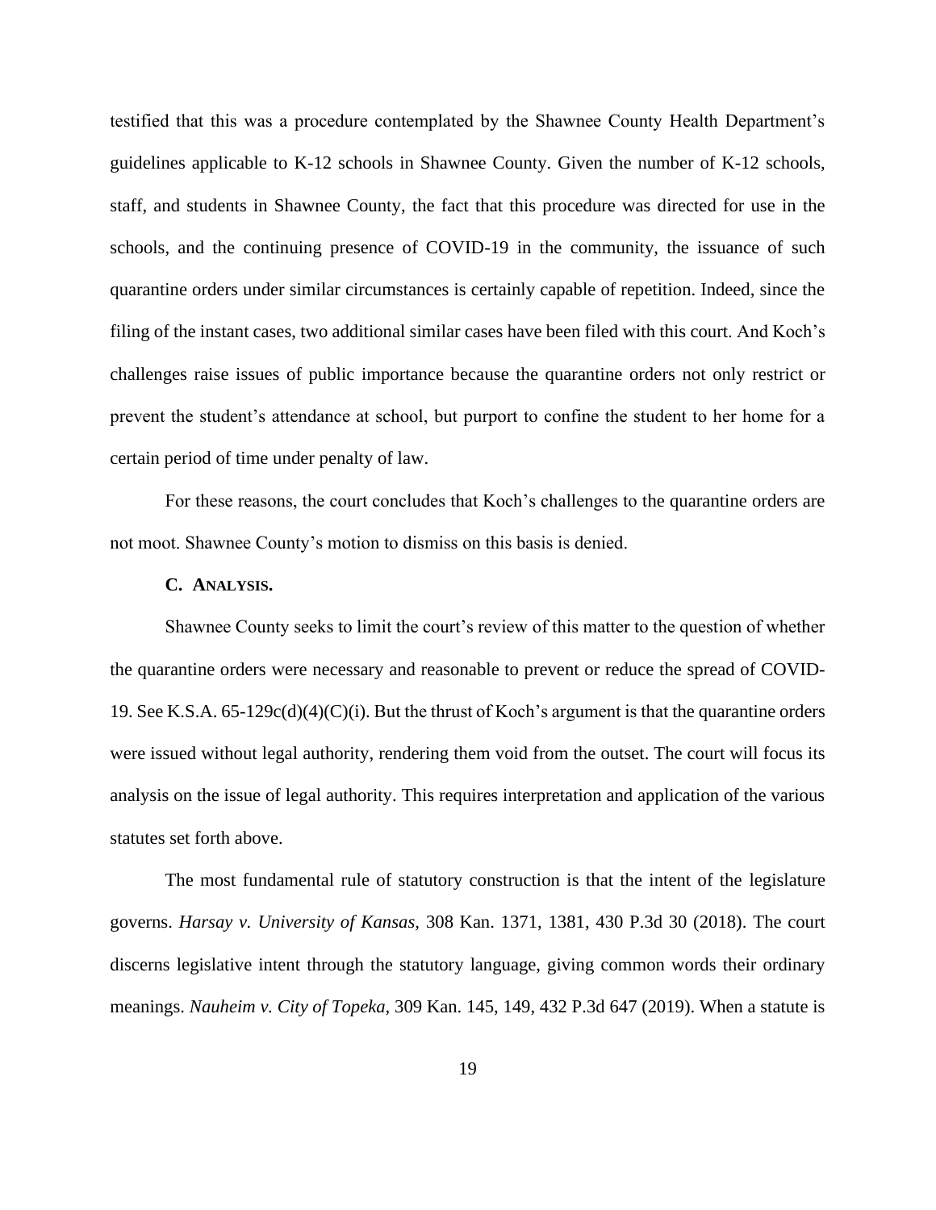testified that this was a procedure contemplated by the Shawnee County Health Department's guidelines applicable to K-12 schools in Shawnee County. Given the number of K-12 schools, staff, and students in Shawnee County, the fact that this procedure was directed for use in the schools, and the continuing presence of COVID-19 in the community, the issuance of such quarantine orders under similar circumstances is certainly capable of repetition. Indeed, since the filing of the instant cases, two additional similar cases have been filed with this court. And Koch's challenges raise issues of public importance because the quarantine orders not only restrict or prevent the student's attendance at school, but purport to confine the student to her home for a certain period of time under penalty of law.

For these reasons, the court concludes that Koch's challenges to the quarantine orders are not moot. Shawnee County's motion to dismiss on this basis is denied.

### C. Analysis.

Shawnee County seeks to limit the court's review of this matter to the question of whether the quarantine orders were necessary and reasonable to prevent or reduce the spread of COVID-19. See K.S.A. 65-129c(d)(4)(C)(i). But the thrust of Koch's argument is that the quarantine orders were issued without legal authority, rendering them void from the outset. The court will focus its analysis on the issue of legal authority. This requires interpretation and application of the various statutes set forth above.

The most fundamental rule of statutory construction is that the intent of the legislature governs. *Harsay v. University of Kansas*, 308 Kan. 1371, 1381, 430 P.3d 30 (2018). The court discerns legislative intent through the statutory language, giving common words their ordinary meanings. *Nauheim v. City of Topeka*, 309 Kan. 145, 149, 432 P.3d 647 (2019). When a statute is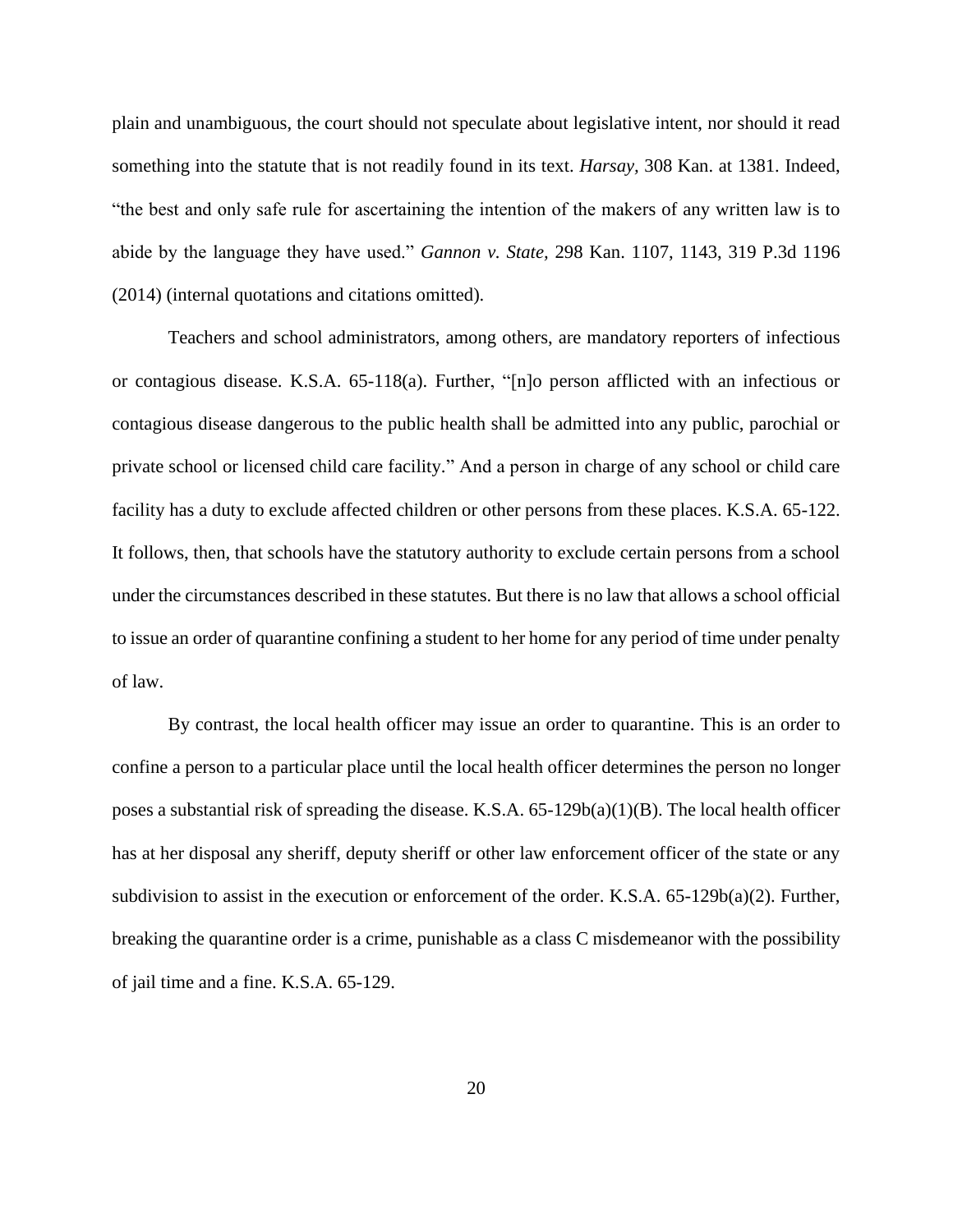plain and unambiguous, the court should not speculate about legislative intent, nor should it read something into the statute that is not readily found in its text. *Harsay*, 308 Kan. at 1381. Indeed, "the best and only safe rule for ascertaining the intention of the makers of any written law is to abide by the language they have used." *Gannon v. State*, 298 Kan. 1107, 1143, 319 P.3d 1196 (2014) (internal quotations and citations omitted).

Teachers and school administrators, among others, are mandatory reporters of infectious or contagious disease. K.S.A. 65-118(a). Further, "[n]o person afflicted with an infectious or contagious disease dangerous to the public health shall be admitted into any public, parochial or private school or licensed child care facility." And a person in charge of any school or child care facility has a duty to exclude affected children or other persons from these places. K.S.A. 65-122. It follows, then, that schools have the statutory authority to exclude certain persons from a school under the circumstances described in these statutes. But there is no law that allows a school official to issue an order of quarantine confining a student to her home for any period of time under penalty of law.

By contrast, the local health officer may issue an order to quarantine. This is an order to confine a person to a particular place until the local health officer determines the person no longer poses a substantial risk of spreading the disease. K.S.A. 65-129b(a)(1)(B). The local health officer has at her disposal any sheriff, deputy sheriff or other law enforcement officer of the state or any subdivision to assist in the execution or enforcement of the order. K.S.A. 65-129b(a)(2). Further, breaking the quarantine order is a crime, punishable as a class C misdemeanor with the possibility of jail time and a fine. K.S.A. 65-129.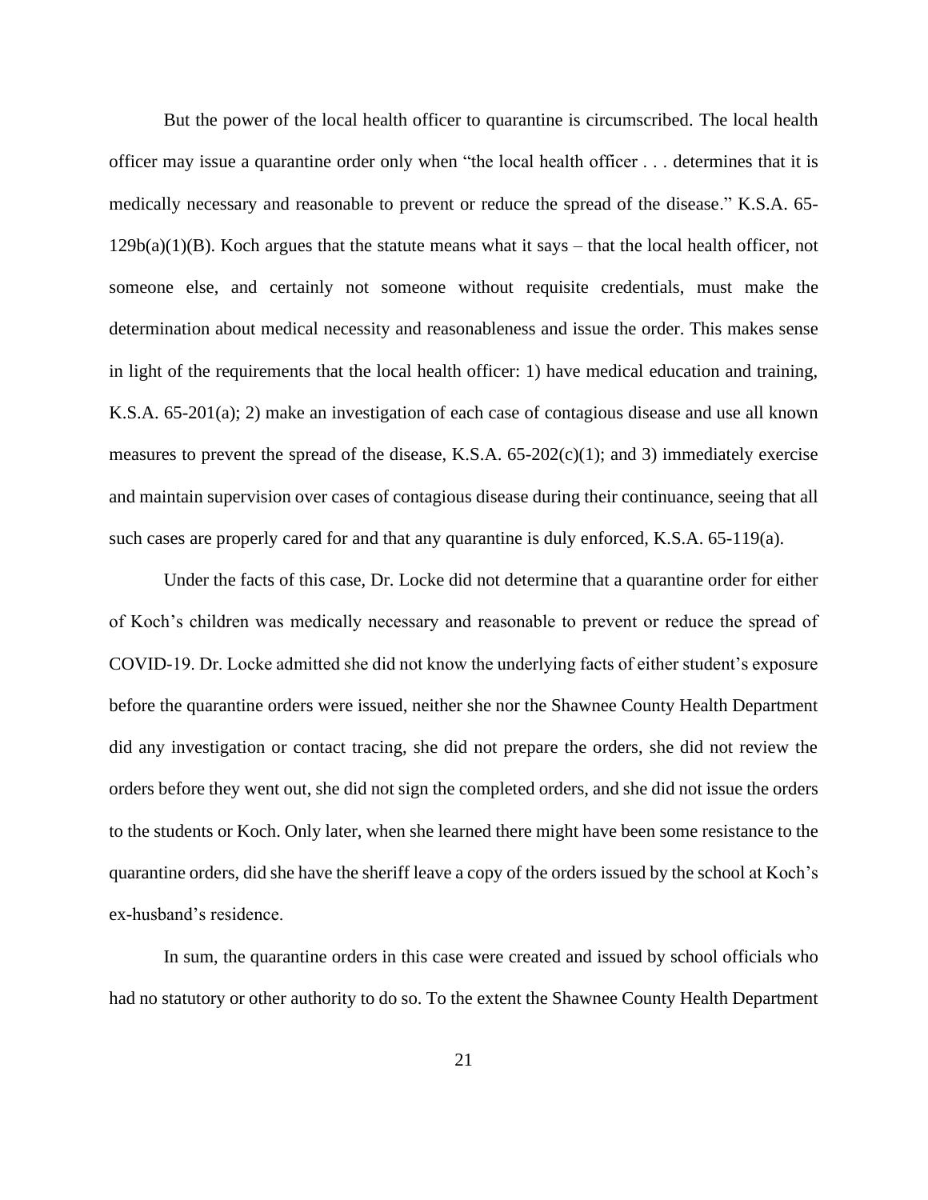But the power of the local health officer to quarantine is circumscribed. The local health officer may issue a quarantine order only when "the local health officer . . . determines that it is medically necessary and reasonable to prevent or reduce the spread of the disease." K.S.A. 65-129b(a)(1)(B). Koch argues that the statute means what it says – that the local health officer, not someone else, and certainly not someone without requisite credentials, must make the determination about medical necessity and reasonableness and issue the order. This makes sense in light of the requirements that the local health officer: 1) have medical education and training, K.S.A. 65-201(a); 2) make an investigation of each case of contagious disease and use all known measures to prevent the spread of the disease, K.S.A. 65-202(c)(1); and 3) immediately exercise and maintain supervision over cases of contagious disease during their continuance, seeing that all such cases are properly cared for and that any quarantine is duly enforced, K.S.A. 65-119(a).

Under the facts of this case, Dr. Locke did not determine that a quarantine order for either of Koch's children was medically necessary and reasonable to prevent or reduce the spread of COVID-19. Dr. Locke admitted she did not know the underlying facts of either student's exposure before the quarantine orders were issued, neither she nor the Shawnee County Health Department did any investigation or contact tracing, she did not prepare the orders, she did not review the orders before they went out, she did not sign the completed orders, and she did not issue the orders to the students or Koch. Only later, when she learned there might have been some resistance to the quarantine orders, did she have the sheriff leave a copy of the orders issued by the school at Koch's ex-husband's residence.

In sum, the quarantine orders in this case were created and issued by school officials who had no statutory or other authority to do so. To the extent the Shawnee County Health Department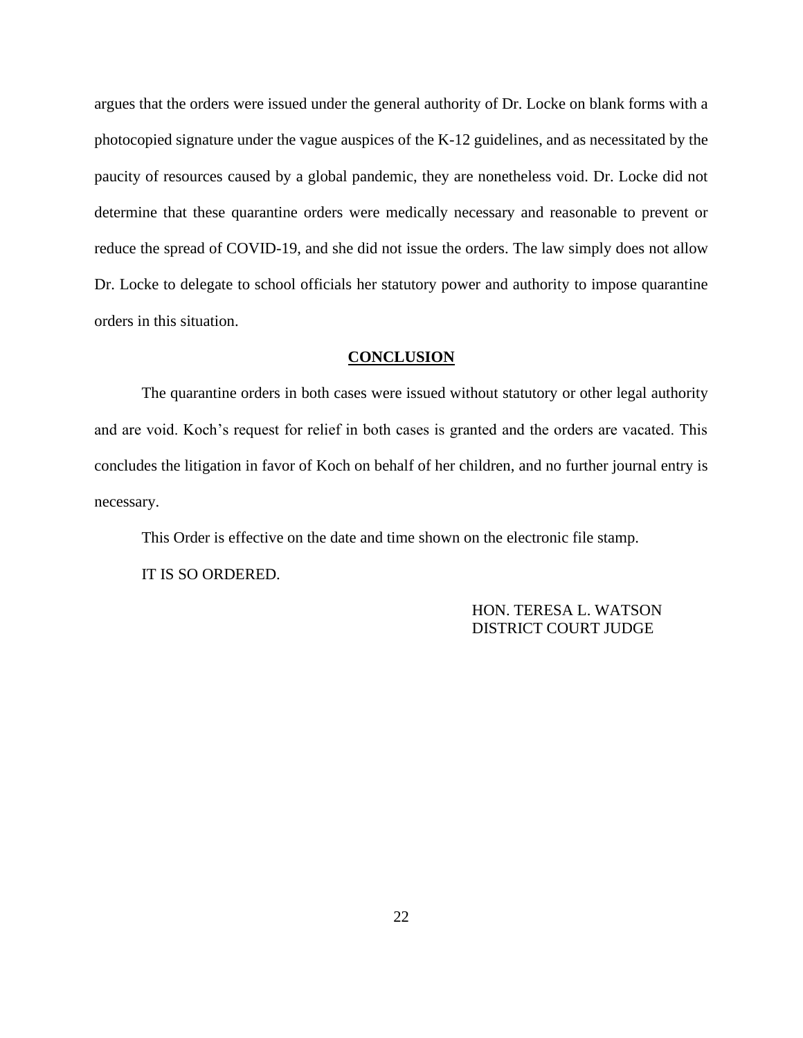argues that the orders were issued under the general authority of Dr. Locke on blank forms with a photocopied signature under the vague auspices of the K-12 guidelines, and as necessitated by the paucity of resources caused by a global pandemic, they are nonetheless void. Dr. Locke did not determine that these quarantine orders were medically necessary and reasonable to prevent or reduce the spread of COVID-19, and she did not issue the orders. The law simply does not allow Dr. Locke to delegate to school officials her statutory power and authority to impose quarantine orders in this situation.

## CONCLUSION

The quarantine orders in both cases were issued without statutory or other legal authority and are void. Koch's request for relief in both cases is granted and the orders are vacated. This concludes the litigation in favor of Koch on behalf of her children, and no further journal entry is necessary.

This Order is effective on the date and time shown on the electronic file stamp.

IT IS SO ORDERED.

HON. TERESA L. WATSON
DISTRICT COURT JUDGE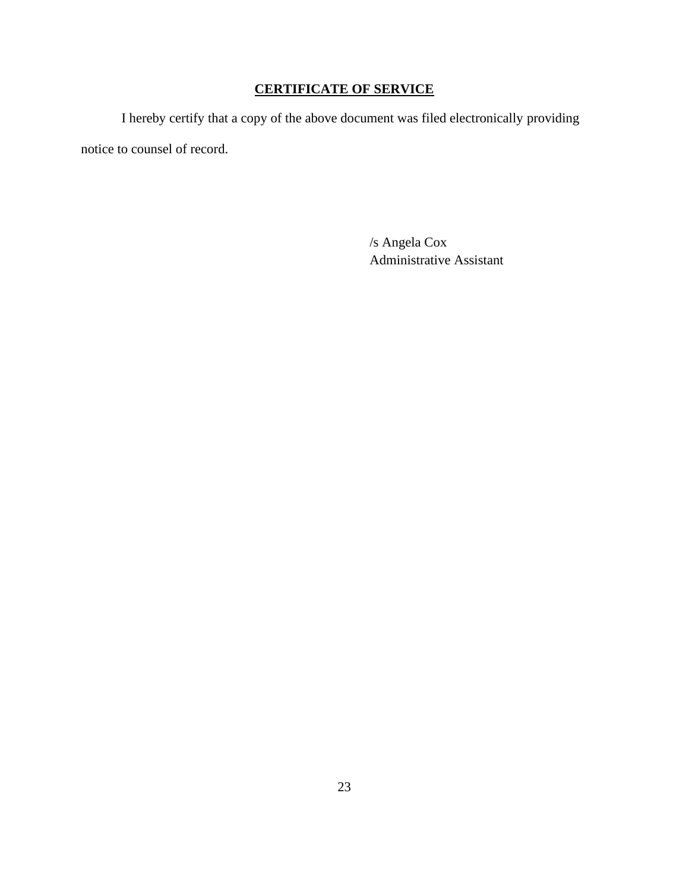## **CERTIFICATE OF SERVICE**

I hereby certify that a copy of the above document was filed electronically providing notice to counsel of record.

/s Angela Cox
Administrative Assistant